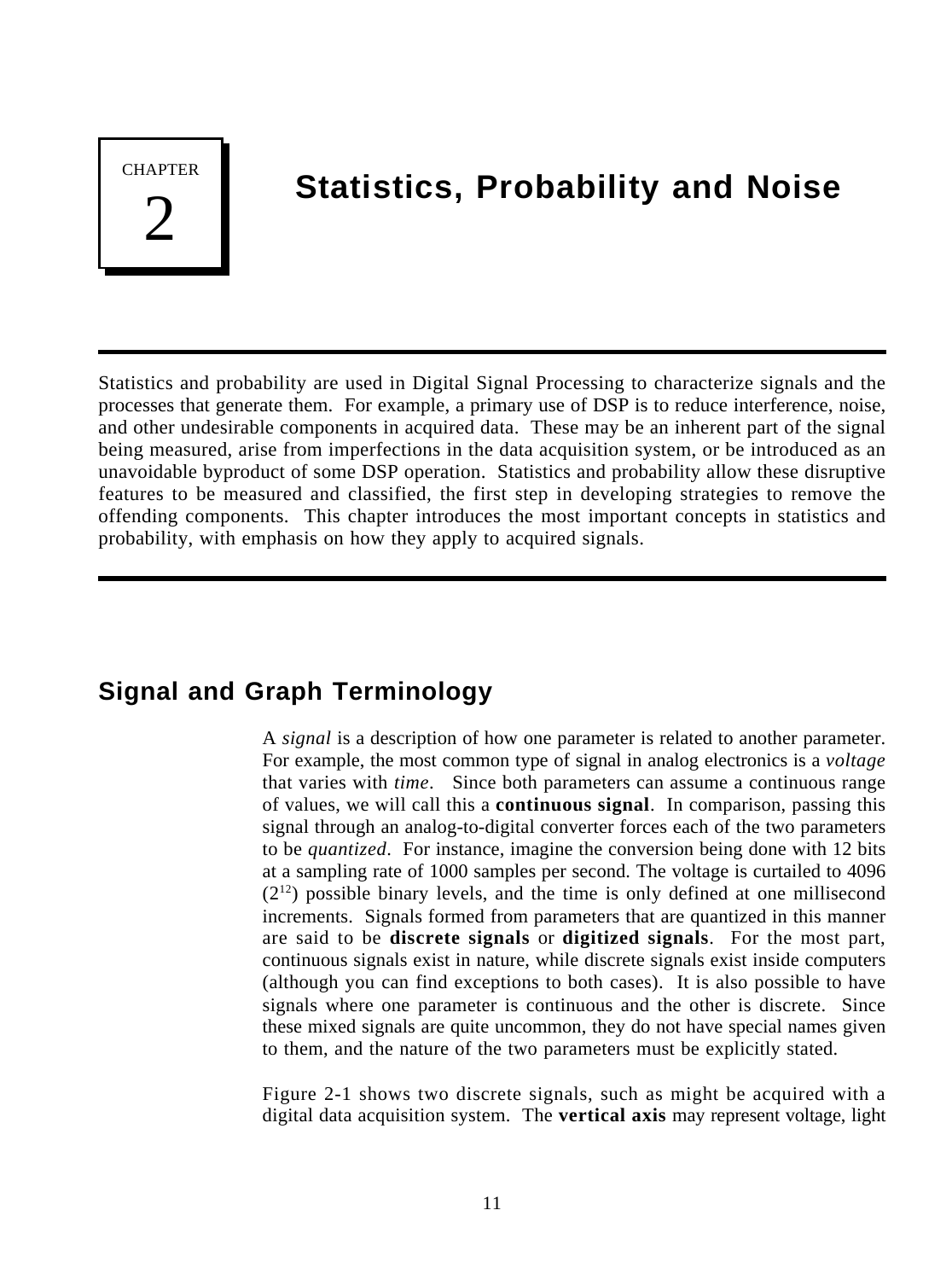CHAPTER 2

# Statistics, Probability and Noise

Statistics and probability are used in Digital Signal Processing to characterize signals and the processes that generate them. For example, a primary use of DSP is to reduce interference, noise, and other undesirable components in acquired data. These may be an inherent part of the signal being measured, arise from imperfections in the data acquisition system, or be introduced as an unavoidable byproduct of some DSP operation. Statistics and probability allow these disruptive features to be measured and classified, the first step in developing strategies to remove the offending components. This chapter introduces the most important concepts in statistics and probability, with emphasis on how they apply to acquired signals.

## Signal and Graph Terminology

A *signal* is a description of how one parameter is related to another parameter. For example, the most common type of signal in analog electronics is a *voltage* that varies with *time*. Since both parameters can assume a continuous range of values, we will call this a **continuous signal**. In comparison, passing this signal through an analog-to-digital converter forces each of the two parameters to be *quantized*. For instance, imagine the conversion being done with 12 bits at a sampling rate of 1000 samples per second. The voltage is curtailed to 4096 ($2^{12}$) possible binary levels, and the time is only defined at one millisecond increments. Signals formed from parameters that are quantized in this manner are said to be **discrete signals** or **digitized signals**. For the most part, continuous signals exist in nature, while discrete signals exist inside computers (although you can find exceptions to both cases). It is also possible to have signals where one parameter is continuous and the other is discrete. Since these mixed signals are quite uncommon, they do not have special names given to them, and the nature of the two parameters must be explicitly stated.

Figure 2-1 shows two discrete signals, such as might be acquired with a digital data acquisition system. The **vertical axis** may represent voltage, light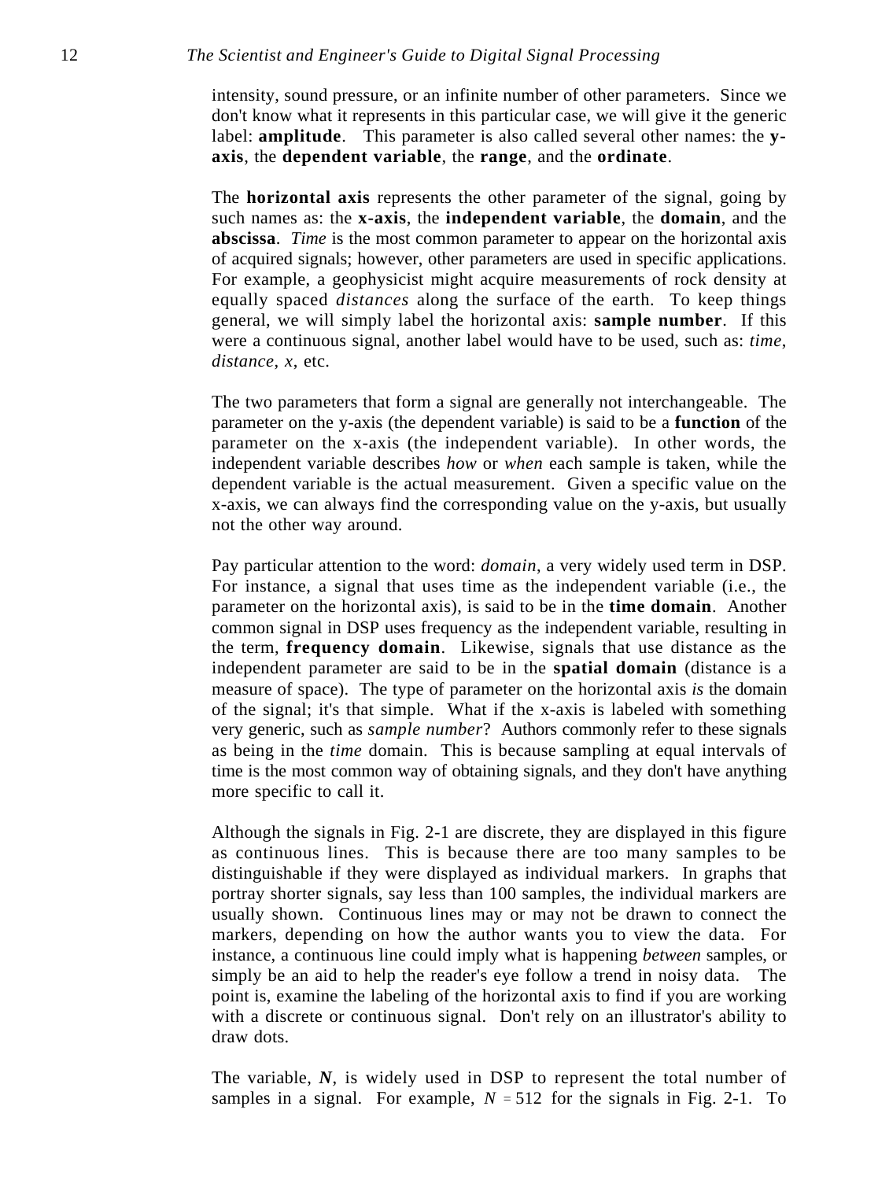intensity, sound pressure, or an infinite number of other parameters. Since we don't know what it represents in this particular case, we will give it the generic label: **amplitude**. This parameter is also called several other names: the **y-axis**, the **dependent variable**, the **range**, and the **ordinate**.

The **horizontal axis** represents the other parameter of the signal, going by such names as: the **x-axis**, the **independent variable**, the **domain**, and the **abscissa**. *Time* is the most common parameter to appear on the horizontal axis of acquired signals; however, other parameters are used in specific applications. For example, a geophysicist might acquire measurements of rock density at equally spaced *distances* along the surface of the earth. To keep things general, we will simply label the horizontal axis: **sample number**. If this were a continuous signal, another label would have to be used, such as: *time*, *distance*, *x*, etc.

The two parameters that form a signal are generally not interchangeable. The parameter on the y-axis (the dependent variable) is said to be a **function** of the parameter on the x-axis (the independent variable). In other words, the independent variable describes *how* or *when* each sample is taken, while the dependent variable is the actual measurement. Given a specific value on the x-axis, we can always find the corresponding value on the y-axis, but usually not the other way around.

Pay particular attention to the word: *domain*, a very widely used term in DSP. For instance, a signal that uses time as the independent variable (i.e., the parameter on the horizontal axis), is said to be in the **time domain**. Another common signal in DSP uses frequency as the independent variable, resulting in the term, **frequency domain**. Likewise, signals that use distance as the independent parameter are said to be in the **spatial domain** (distance is a measure of space). The type of parameter on the horizontal axis *is* the domain of the signal; it's that simple. What if the x-axis is labeled with something very generic, such as *sample number*? Authors commonly refer to these signals as being in the *time* domain. This is because sampling at equal intervals of time is the most common way of obtaining signals, and they don't have anything more specific to call it.

Although the signals in Fig. 2-1 are discrete, they are displayed in this figure as continuous lines. This is because there are too many samples to be distinguishable if they were displayed as individual markers. In graphs that portray shorter signals, say less than 100 samples, the individual markers are usually shown. Continuous lines may or may not be drawn to connect the markers, depending on how the author wants you to view the data. For instance, a continuous line could imply what is happening *between* samples, or simply be an aid to help the reader's eye follow a trend in noisy data. The point is, examine the labeling of the horizontal axis to find if you are working with a discrete or continuous signal. Don't rely on an illustrator's ability to draw dots.

The variable, ***N***, is widely used in DSP to represent the total number of samples in a signal. For example, $N = 512$ for the signals in Fig. 2-1. To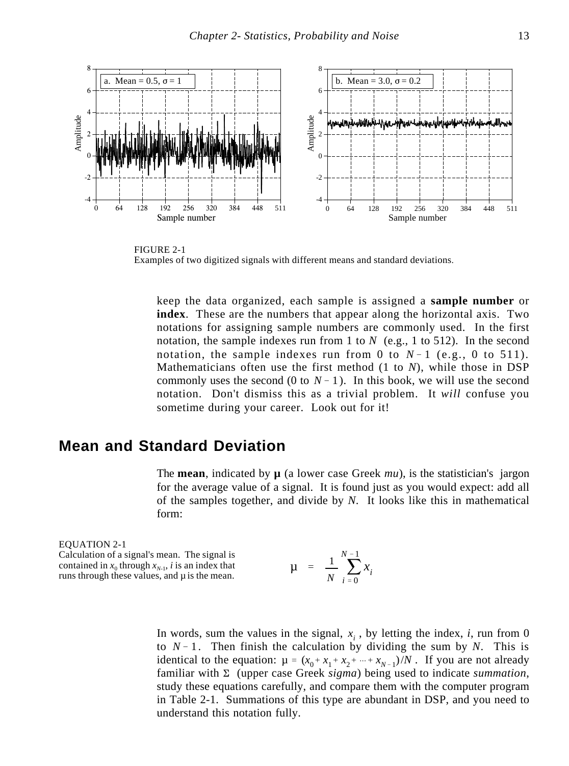FIGURE 2-1
Examples of two digitized signals with different means and standard deviations.

keep the data organized, each sample is assigned a **sample number** or **index**. These are the numbers that appear along the horizontal axis. Two notations for assigning sample numbers are commonly used. In the first notation, the sample indexes run from 1 to $N$ (e.g., 1 to 512). In the second notation, the sample indexes run from 0 to $N-1$ (e.g., 0 to 511). Mathematicians often use the first method (1 to $N$), while those in DSP commonly uses the second (0 to $N-1$). In this book, we will use the second notation. Don't dismiss this as a trivial problem. It *will* confuse you sometime during your career. Look out for it!

## Mean and Standard Deviation

The **mean**, indicated by **μ** (a lower case Greek *mu*), is the statistician's jargon for the average value of a signal. It is found just as you would expect: add all of the samples together, and divide by $N$. It looks like this in mathematical form:

EQUATION 2-1
Calculation of a signal's mean. The signal is contained in $x_0$ through $x_{N-1}$, $i$ is an index that runs through these values, and μ is the mean.

$$\mu = \frac{1}{N} \sum_{i=0}^{N-1} x_i$$

In words, sum the values in the signal, $x_i$, by letting the index, $i$, run from 0 to $N-1$. Then finish the calculation by dividing the sum by $N$. This is identical to the equation: $\mu = (x_0 + x_1 + x_2 + \cdots + x_{N-1})/N$. If you are not already familiar with Σ (upper case Greek *sigma*) being used to indicate *summation*, study these equations carefully, and compare them with the computer program in Table 2-1. Summations of this type are abundant in DSP, and you need to understand this notation fully.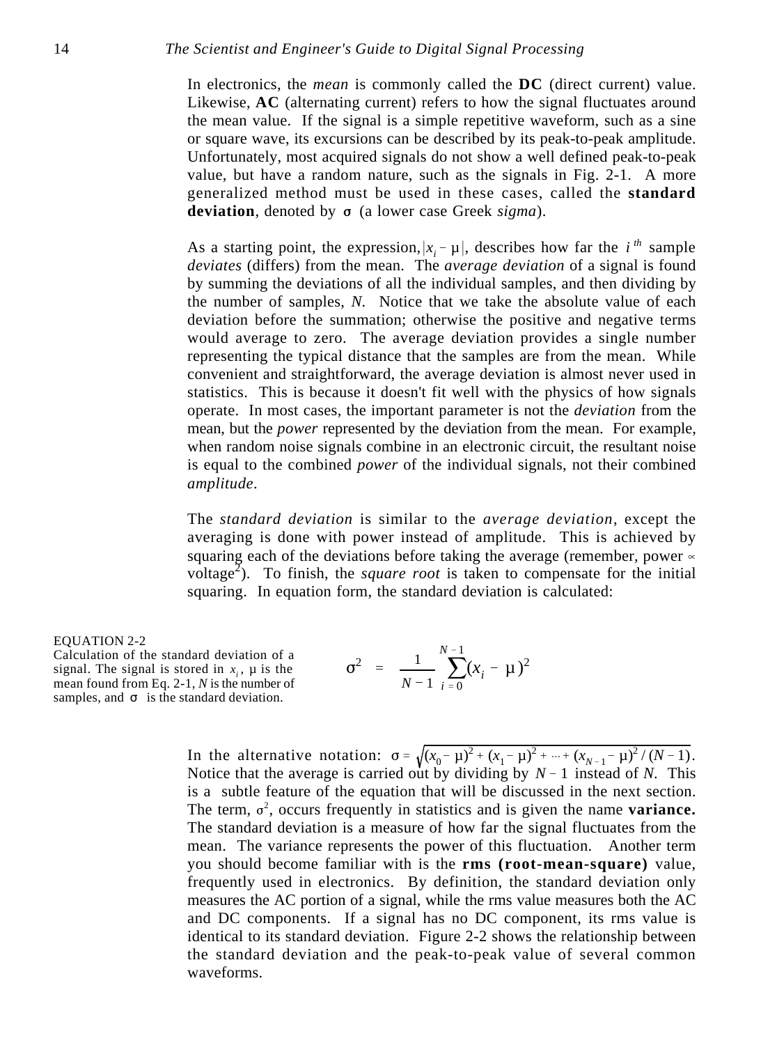In electronics, the *mean* is commonly called the **DC** (direct current) value. Likewise, **AC** (alternating current) refers to how the signal fluctuates around the mean value. If the signal is a simple repetitive waveform, such as a sine or square wave, its excursions can be described by its peak-to-peak amplitude. Unfortunately, most acquired signals do not show a well defined peak-to-peak value, but have a random nature, such as the signals in Fig. 2-1. A more generalized method must be used in these cases, called the **standard deviation**, denoted by $\sigma$ (a lower case Greek *sigma*).

As a starting point, the expression, $|x_i - \mu|$, describes how far the $i^{th}$ sample *deviates* (differs) from the mean. The *average deviation* of a signal is found by summing the deviations of all the individual samples, and then dividing by the number of samples, $N$. Notice that we take the absolute value of each deviation before the summation; otherwise the positive and negative terms would average to zero. The average deviation provides a single number representing the typical distance that the samples are from the mean. While convenient and straightforward, the average deviation is almost never used in statistics. This is because it doesn't fit well with the physics of how signals operate. In most cases, the important parameter is not the *deviation* from the mean, but the *power* represented by the deviation from the mean. For example, when random noise signals combine in an electronic circuit, the resultant noise is equal to the combined *power* of the individual signals, not their combined *amplitude*.

The *standard deviation* is similar to the *average deviation*, except the averaging is done with power instead of amplitude. This is achieved by squaring each of the deviations before taking the average (remember, power $\propto$ voltage$^2$). To finish, the *square root* is taken to compensate for the initial squaring. In equation form, the standard deviation is calculated:

EQUATION 2-2
Calculation of the standard deviation of a signal. The signal is stored in $x_i$, $\mu$ is the mean found from Eq. 2-1, $N$ is the number of samples, and $\sigma$ is the standard deviation.

$$\sigma^2 = \frac{1}{N-1} \sum_{i=0}^{N-1} (x_i - \mu)^2$$

In the alternative notation: $\sigma = \sqrt{(x_0 - \mu)^2 + (x_1 - \mu)^2 + \cdots + (x_{N-1} - \mu)^2 / (N-1)}$. Notice that the average is carried out by dividing by $N-1$ instead of $N$. This is a subtle feature of the equation that will be discussed in the next section. The term, $\sigma^2$, occurs frequently in statistics and is given the name **variance.** The standard deviation is a measure of how far the signal fluctuates from the mean. The variance represents the power of this fluctuation. Another term you should become familiar with is the **rms (root-mean-square)** value, frequently used in electronics. By definition, the standard deviation only measures the AC portion of a signal, while the rms value measures both the AC and DC components. If a signal has no DC component, its rms value is identical to its standard deviation. Figure 2-2 shows the relationship between the standard deviation and the peak-to-peak value of several common waveforms.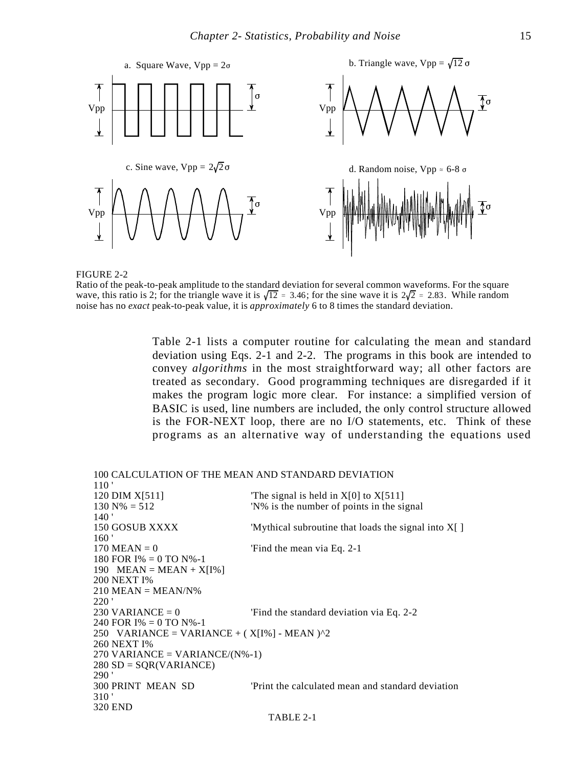FIGURE 2-2
Ratio of the peak-to-peak amplitude to the standard deviation for several common waveforms. For the square wave, this ratio is 2; for the triangle wave it is $\sqrt{12} = 3.46$; for the sine wave it is $2\sqrt{2} = 2.83$. While random noise has no *exact* peak-to-peak value, it is *approximately* 6 to 8 times the standard deviation.

Table 2-1 lists a computer routine for calculating the mean and standard deviation using Eqs. 2-1 and 2-2. The programs in this book are intended to convey *algorithms* in the most straightforward way; all other factors are treated as secondary. Good programming techniques are disregarded if it makes the program logic more clear. For instance: a simplified version of BASIC is used, line numbers are included, the only control structure allowed is the FOR-NEXT loop, there are no I/O statements, etc. Think of these programs as an alternative way of understanding the equations used

```
100 CALCULATION OF THE MEAN AND STANDARD DEVIATION
110 '
120 DIM X[511]                  'The signal is held in X[0] to X[511]
130 N% = 512                    'N% is the number of points in the signal
140 '
150 GOSUB XXXX                  'Mythical subroutine that loads the signal into X[ ]
160 '
170 MEAN = 0                    'Find the mean via Eq. 2-1
180 FOR I% = 0 TO N%-1
190   MEAN = MEAN + X[I%]
200 NEXT I%
210 MEAN = MEAN/N%
220 '
230 VARIANCE = 0                'Find the standard deviation via Eq. 2-2
240 FOR I% = 0 TO N%-1
250   VARIANCE = VARIANCE + ( X[I%] - MEAN )^2
260 NEXT I%
270 VARIANCE = VARIANCE/(N%-1)
280 SD = SQR(VARIANCE)
290 '
300 PRINT MEAN SD               'Print the calculated mean and standard deviation
310 '
320 END
```

TABLE 2-1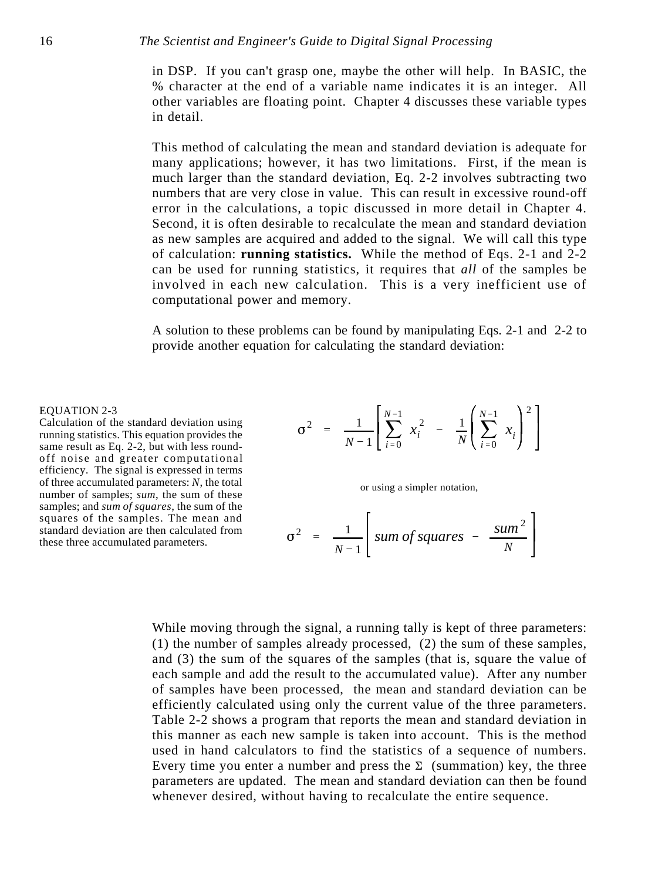in DSP. If you can't grasp one, maybe the other will help. In BASIC, the % character at the end of a variable name indicates it is an integer. All other variables are floating point. Chapter 4 discusses these variable types in detail.

This method of calculating the mean and standard deviation is adequate for many applications; however, it has two limitations. First, if the mean is much larger than the standard deviation, Eq. 2-2 involves subtracting two numbers that are very close in value. This can result in excessive round-off error in the calculations, a topic discussed in more detail in Chapter 4. Second, it is often desirable to recalculate the mean and standard deviation as new samples are acquired and added to the signal. We will call this type of calculation: **running statistics.** While the method of Eqs. 2-1 and 2-2 can be used for running statistics, it requires that *all* of the samples be involved in each new calculation. This is a very inefficient use of computational power and memory.

A solution to these problems can be found by manipulating Eqs. 2-1 and 2-2 to provide another equation for calculating the standard deviation:

EQUATION 2-3
Calculation of the standard deviation using running statistics. This equation provides the same result as Eq. 2-2, but with less round-off noise and greater computational efficiency. The signal is expressed in terms of three accumulated parameters: *N*, the total number of samples; *sum*, the sum of these samples; and *sum of squares*, the sum of the squares of the samples. The mean and standard deviation are then calculated from these three accumulated parameters.

$$\sigma^2 = \frac{1}{N-1}\left[\sum_{i=0}^{N-1} x_i^2 - \frac{1}{N}\left(\sum_{i=0}^{N-1} x_i\right)^2\right]$$

or using a simpler notation,

$$\sigma^2 = \frac{1}{N-1}\left[\textit{sum of squares} - \frac{\textit{sum}^2}{N}\right]$$

While moving through the signal, a running tally is kept of three parameters: (1) the number of samples already processed, (2) the sum of these samples, and (3) the sum of the squares of the samples (that is, square the value of each sample and add the result to the accumulated value). After any number of samples have been processed, the mean and standard deviation can be efficiently calculated using only the current value of the three parameters. Table 2-2 shows a program that reports the mean and standard deviation in this manner as each new sample is taken into account. This is the method used in hand calculators to find the statistics of a sequence of numbers. Every time you enter a number and press the Σ (summation) key, the three parameters are updated. The mean and standard deviation can then be found whenever desired, without having to recalculate the entire sequence.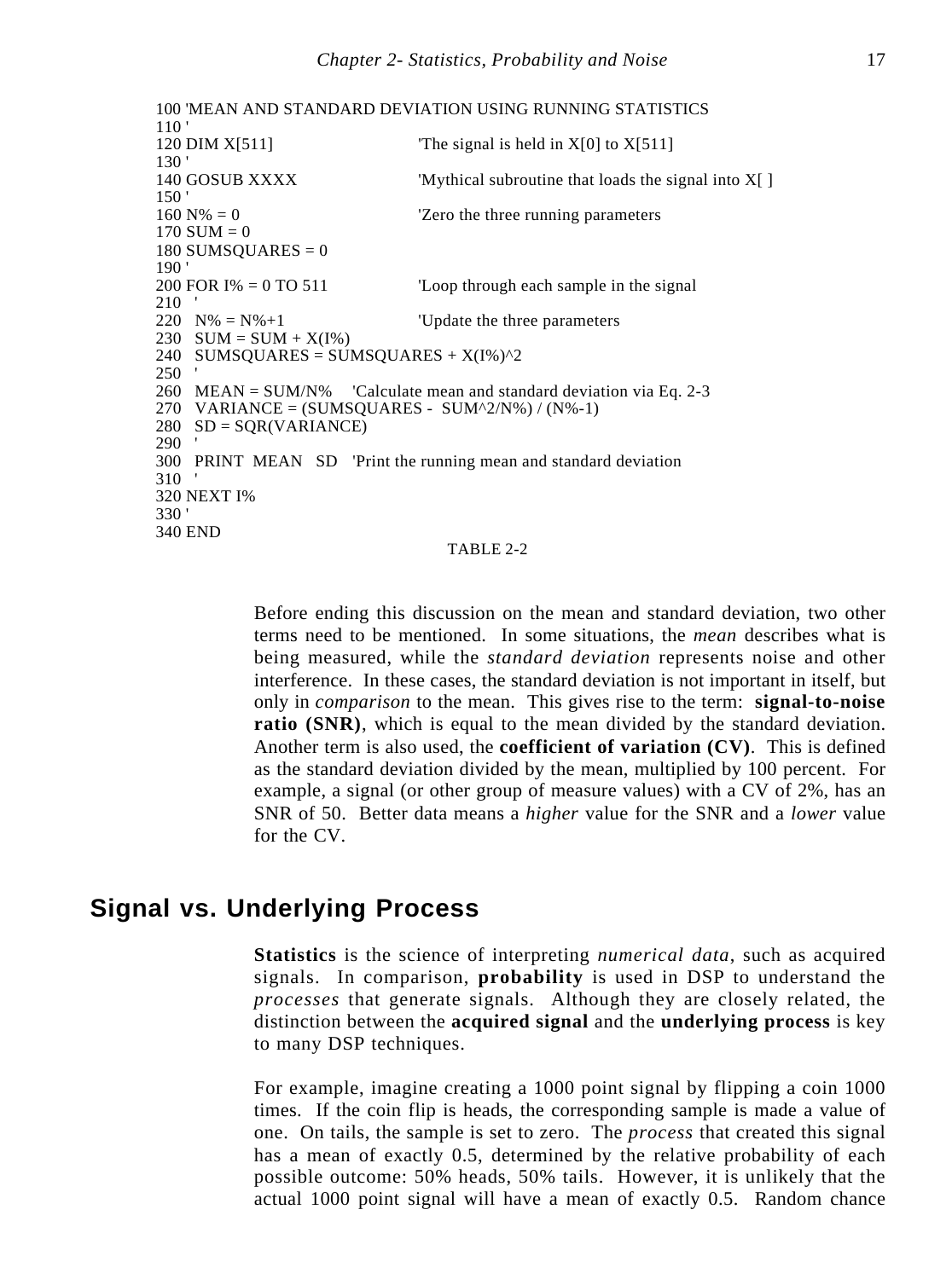```
100 'MEAN AND STANDARD DEVIATION USING RUNNING STATISTICS
110 '
120 DIM X[511]                   'The signal is held in X[0] to X[511]
130 '
140 GOSUB XXXX                   'Mythical subroutine that loads the signal into X[ ]
150 '
160 N% = 0                       'Zero the three running parameters
170 SUM = 0
180 SUMSQUARES = 0
190 '
200 FOR I% = 0 TO 511            'Loop through each sample in the signal
210   '
220   N% = N%+1                  'Update the three parameters
230   SUM = SUM + X(I%)
240   SUMSQUARES = SUMSQUARES + X(I%)^2
250   '
260   MEAN = SUM/N%     'Calculate mean and standard deviation via Eq. 2-3
270   VARIANCE = (SUMSQUARES -  SUM^2/N%) / (N%-1)
280   SD = SQR(VARIANCE)
290   '
300   PRINT  MEAN   SD   'Print the running mean and standard deviation
310   '
320 NEXT I%
330 '
340 END
```

TABLE 2-2

Before ending this discussion on the mean and standard deviation, two other terms need to be mentioned. In some situations, the *mean* describes what is being measured, while the *standard deviation* represents noise and other interference. In these cases, the standard deviation is not important in itself, but only in *comparison* to the mean. This gives rise to the term: **signal-to-noise ratio (SNR)**, which is equal to the mean divided by the standard deviation. Another term is also used, the **coefficient of variation (CV)**. This is defined as the standard deviation divided by the mean, multiplied by 100 percent. For example, a signal (or other group of measure values) with a CV of 2%, has an SNR of 50. Better data means a *higher* value for the SNR and a *lower* value for the CV.

## Signal vs. Underlying Process

**Statistics** is the science of interpreting *numerical data*, such as acquired signals. In comparison, **probability** is used in DSP to understand the *processes* that generate signals. Although they are closely related, the distinction between the **acquired signal** and the **underlying process** is key to many DSP techniques.

For example, imagine creating a 1000 point signal by flipping a coin 1000 times. If the coin flip is heads, the corresponding sample is made a value of one. On tails, the sample is set to zero. The *process* that created this signal has a mean of exactly 0.5, determined by the relative probability of each possible outcome: 50% heads, 50% tails. However, it is unlikely that the actual 1000 point signal will have a mean of exactly 0.5. Random chance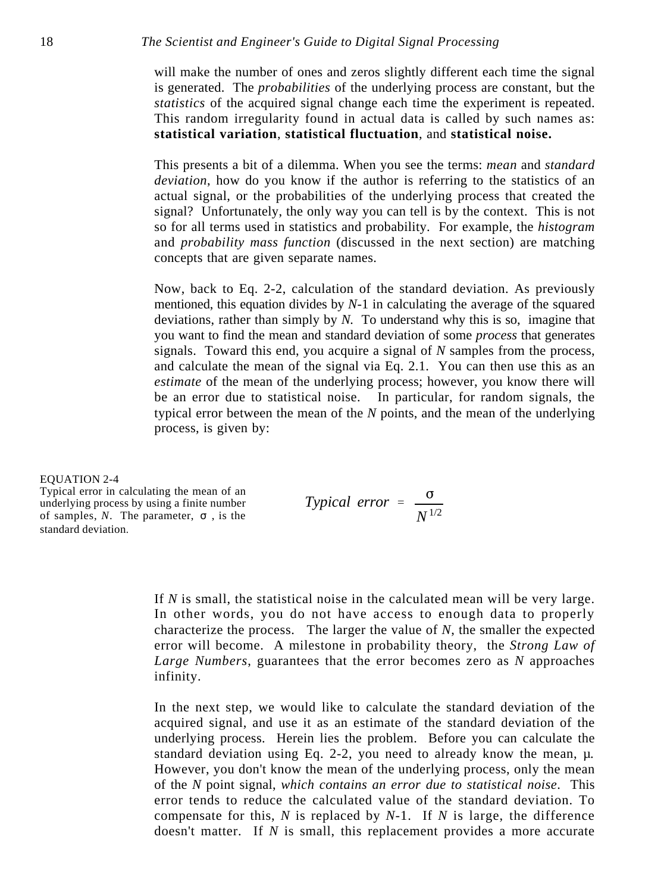will make the number of ones and zeros slightly different each time the signal is generated. The *probabilities* of the underlying process are constant, but the *statistics* of the acquired signal change each time the experiment is repeated. This random irregularity found in actual data is called by such names as: **statistical variation**, **statistical fluctuation**, and **statistical noise.**

This presents a bit of a dilemma. When you see the terms: *mean* and *standard deviation*, how do you know if the author is referring to the statistics of an actual signal, or the probabilities of the underlying process that created the signal? Unfortunately, the only way you can tell is by the context. This is not so for all terms used in statistics and probability. For example, the *histogram* and *probability mass function* (discussed in the next section) are matching concepts that are given separate names.

Now, back to Eq. 2-2, calculation of the standard deviation. As previously mentioned, this equation divides by $N$-1 in calculating the average of the squared deviations, rather than simply by $N$. To understand why this is so, imagine that you want to find the mean and standard deviation of some *process* that generates signals. Toward this end, you acquire a signal of $N$ samples from the process, and calculate the mean of the signal via Eq. 2.1. You can then use this as an *estimate* of the mean of the underlying process; however, you know there will be an error due to statistical noise. In particular, for random signals, the typical error between the mean of the $N$ points, and the mean of the underlying process, is given by:

EQUATION 2-4
Typical error in calculating the mean of an underlying process by using a finite number of samples, $N$. The parameter, $\sigma$, is the standard deviation.

$$\text{Typical error} = \frac{\sigma}{N^{1/2}}$$

If $N$ is small, the statistical noise in the calculated mean will be very large. In other words, you do not have access to enough data to properly characterize the process. The larger the value of $N$, the smaller the expected error will become. A milestone in probability theory, the *Strong Law of Large Numbers*, guarantees that the error becomes zero as $N$ approaches infinity.

In the next step, we would like to calculate the standard deviation of the acquired signal, and use it as an estimate of the standard deviation of the underlying process. Herein lies the problem. Before you can calculate the standard deviation using Eq. 2-2, you need to already know the mean, $\mu$. However, you don't know the mean of the underlying process, only the mean of the $N$ point signal, *which contains an error due to statistical noise*. This error tends to reduce the calculated value of the standard deviation. To compensate for this, $N$ is replaced by $N$-1. If $N$ is large, the difference doesn't matter. If $N$ is small, this replacement provides a more accurate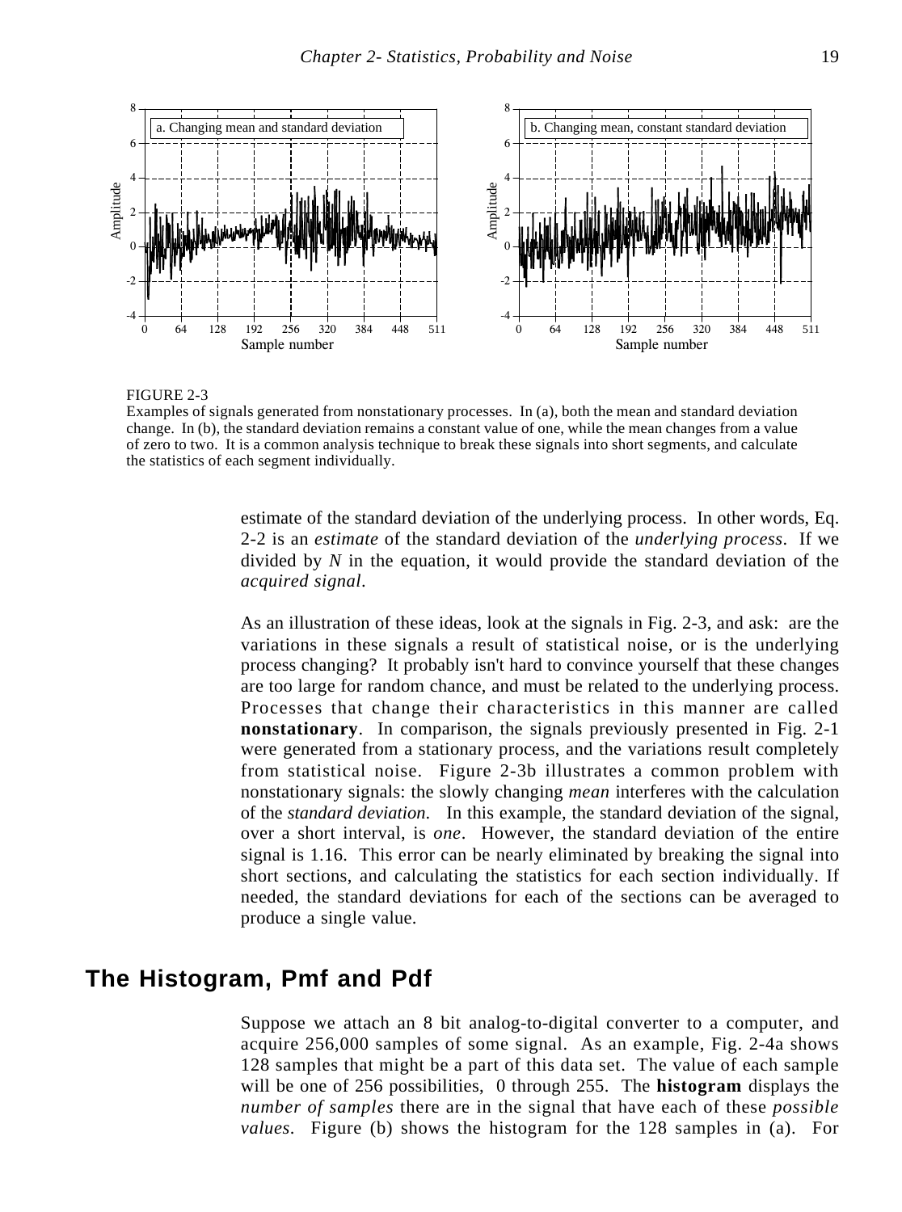FIGURE 2-3
Examples of signals generated from nonstationary processes. In (a), both the mean and standard deviation change. In (b), the standard deviation remains a constant value of one, while the mean changes from a value of zero to two. It is a common analysis technique to break these signals into short segments, and calculate the statistics of each segment individually.

estimate of the standard deviation of the underlying process. In other words, Eq. 2-2 is an *estimate* of the standard deviation of the *underlying process*. If we divided by $N$ in the equation, it would provide the standard deviation of the *acquired signal*.

As an illustration of these ideas, look at the signals in Fig. 2-3, and ask: are the variations in these signals a result of statistical noise, or is the underlying process changing? It probably isn't hard to convince yourself that these changes are too large for random chance, and must be related to the underlying process. Processes that change their characteristics in this manner are called **nonstationary**. In comparison, the signals previously presented in Fig. 2-1 were generated from a stationary process, and the variations result completely from statistical noise. Figure 2-3b illustrates a common problem with nonstationary signals: the slowly changing *mean* interferes with the calculation of the *standard deviation*. In this example, the standard deviation of the signal, over a short interval, is *one*. However, the standard deviation of the entire signal is 1.16. This error can be nearly eliminated by breaking the signal into short sections, and calculating the statistics for each section individually. If needed, the standard deviations for each of the sections can be averaged to produce a single value.

## The Histogram, Pmf and Pdf

Suppose we attach an 8 bit analog-to-digital converter to a computer, and acquire 256,000 samples of some signal. As an example, Fig. 2-4a shows 128 samples that might be a part of this data set. The value of each sample will be one of 256 possibilities, 0 through 255. The **histogram** displays the *number of samples* there are in the signal that have each of these *possible values*. Figure (b) shows the histogram for the 128 samples in (a). For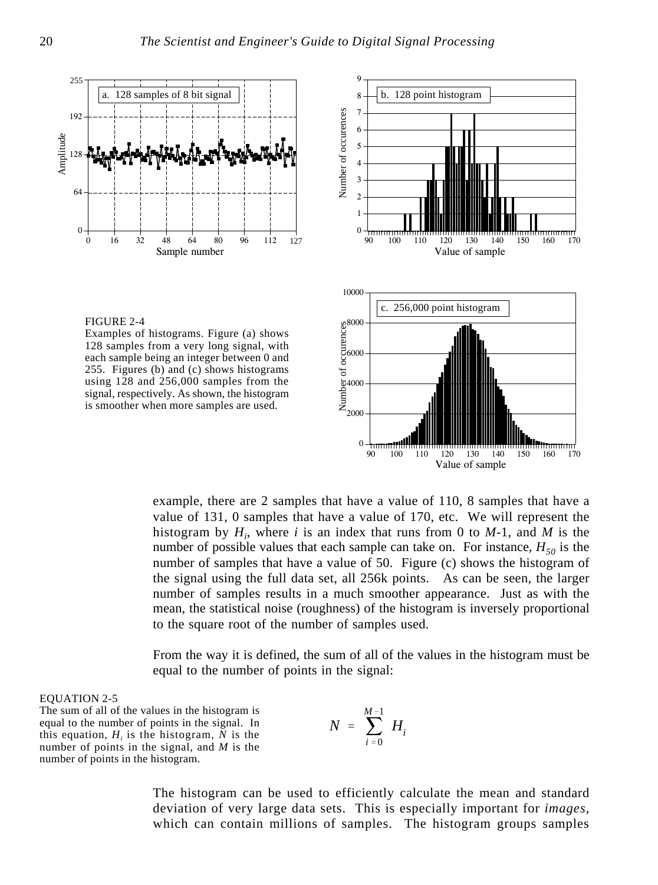FIGURE 2-4
Examples of histograms. Figure (a) shows 128 samples from a very long signal, with each sample being an integer between 0 and 255. Figures (b) and (c) shows histograms using 128 and 256,000 samples from the signal, respectively. As shown, the histogram is smoother when more samples are used.

example, there are 2 samples that have a value of 110, 8 samples that have a value of 131, 0 samples that have a value of 170, etc. We will represent the histogram by $H_i$, where $i$ is an index that runs from 0 to $M$-1, and $M$ is the number of possible values that each sample can take on. For instance, $H_{50}$ is the number of samples that have a value of 50. Figure (c) shows the histogram of the signal using the full data set, all 256k points. As can be seen, the larger number of samples results in a much smoother appearance. Just as with the mean, the statistical noise (roughness) of the histogram is inversely proportional to the square root of the number of samples used.

From the way it is defined, the sum of all of the values in the histogram must be equal to the number of points in the signal:

EQUATION 2-5
The sum of all of the values in the histogram is equal to the number of points in the signal. In this equation, $H_i$ is the histogram, $N$ is the number of points in the signal, and $M$ is the number of points in the histogram.

$$N = \sum_{i=0}^{M-1} H_i$$

The histogram can be used to efficiently calculate the mean and standard deviation of very large data sets. This is especially important for *images*, which can contain millions of samples. The histogram groups samples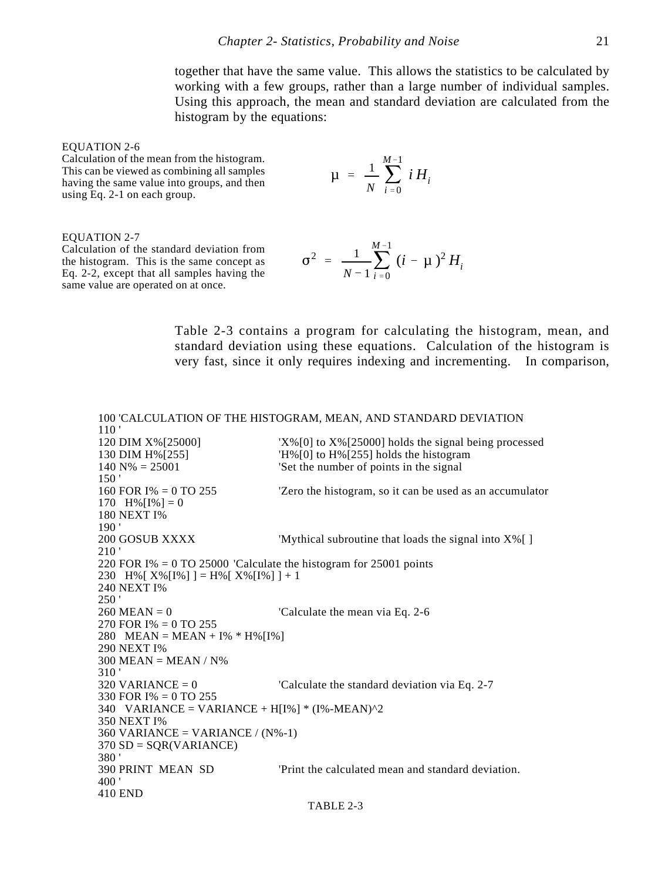together that have the same value. This allows the statistics to be calculated by working with a few groups, rather than a large number of individual samples. Using this approach, the mean and standard deviation are calculated from the histogram by the equations:

EQUATION 2-6
Calculation of the mean from the histogram. This can be viewed as combining all samples having the same value into groups, and then using Eq. 2-1 on each group.

$$\mu = \frac{1}{N} \sum_{i=0}^{M-1} i H_i$$

EQUATION 2-7
Calculation of the standard deviation from the histogram. This is the same concept as Eq. 2-2, except that all samples having the same value are operated on at once.

$$\sigma^2 = \frac{1}{N-1} \sum_{i=0}^{M-1} (i - \mu)^2 H_i$$

Table 2-3 contains a program for calculating the histogram, mean, and standard deviation using these equations. Calculation of the histogram is very fast, since it only requires indexing and incrementing. In comparison,

```
100 'CALCULATION OF THE HISTOGRAM, MEAN, AND STANDARD DEVIATION
110 '
120 DIM X%[25000]               'X%[0] to X%[25000] holds the signal being processed
130 DIM H%[255]                 'H%[0] to H%[255] holds the histogram
140 N% = 25001                  'Set the number of points in the signal
150 '
160 FOR I% = 0 TO 255           'Zero the histogram, so it can be used as an accumulator
170   H%[I%] = 0
180 NEXT I%
190 '
200 GOSUB XXXX                  'Mythical subroutine that loads the signal into X%[ ]
210 '
220 FOR I% = 0 TO 25000  'Calculate the histogram for 25001 points
230   H%[ X%[I%] ] = H%[ X%[I%] ] + 1
240 NEXT I%
250 '
260 MEAN = 0                    'Calculate the mean via Eq. 2-6
270 FOR I% = 0 TO 255
280   MEAN = MEAN + I% * H%[I%]
290 NEXT I%
300 MEAN = MEAN / N%
310 '
320 VARIANCE = 0                'Calculate the standard deviation via Eq. 2-7
330 FOR I% = 0 TO 255
340   VARIANCE = VARIANCE + H[I%] * (I%-MEAN)^2
350 NEXT I%
360 VARIANCE = VARIANCE / (N%-1)
370 SD = SQR(VARIANCE)
380 '
390 PRINT  MEAN  SD             'Print the calculated mean and standard deviation.
400 '
410 END
```

TABLE 2-3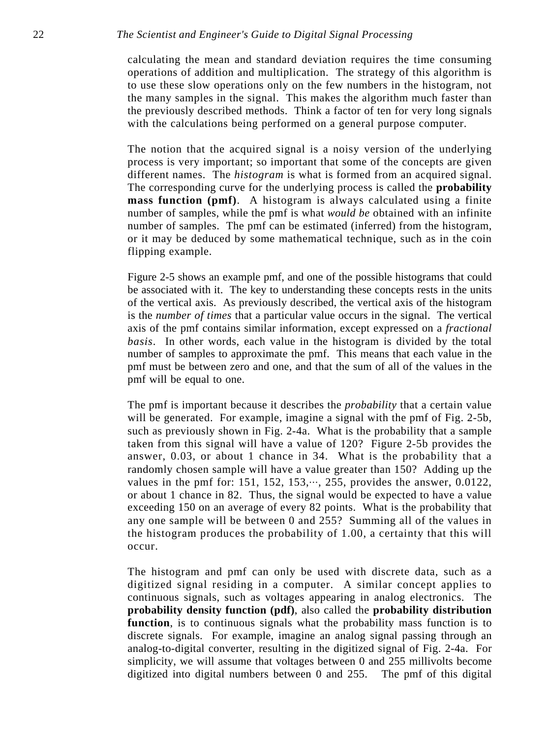calculating the mean and standard deviation requires the time consuming operations of addition and multiplication. The strategy of this algorithm is to use these slow operations only on the few numbers in the histogram, not the many samples in the signal. This makes the algorithm much faster than the previously described methods. Think a factor of ten for very long signals with the calculations being performed on a general purpose computer.

The notion that the acquired signal is a noisy version of the underlying process is very important; so important that some of the concepts are given different names. The *histogram* is what is formed from an acquired signal. The corresponding curve for the underlying process is called the **probability mass function (pmf)**. A histogram is always calculated using a finite number of samples, while the pmf is what *would be* obtained with an infinite number of samples. The pmf can be estimated (inferred) from the histogram, or it may be deduced by some mathematical technique, such as in the coin flipping example.

Figure 2-5 shows an example pmf, and one of the possible histograms that could be associated with it. The key to understanding these concepts rests in the units of the vertical axis. As previously described, the vertical axis of the histogram is the *number of times* that a particular value occurs in the signal. The vertical axis of the pmf contains similar information, except expressed on a *fractional basis*. In other words, each value in the histogram is divided by the total number of samples to approximate the pmf. This means that each value in the pmf must be between zero and one, and that the sum of all of the values in the pmf will be equal to one.

The pmf is important because it describes the *probability* that a certain value will be generated. For example, imagine a signal with the pmf of Fig. 2-5b, such as previously shown in Fig. 2-4a. What is the probability that a sample taken from this signal will have a value of 120? Figure 2-5b provides the answer, 0.03, or about 1 chance in 34. What is the probability that a randomly chosen sample will have a value greater than 150? Adding up the values in the pmf for: 151, 152, 153,···, 255, provides the answer, 0.0122, or about 1 chance in 82. Thus, the signal would be expected to have a value exceeding 150 on an average of every 82 points. What is the probability that any one sample will be between 0 and 255? Summing all of the values in the histogram produces the probability of 1.00, a certainty that this will occur.

The histogram and pmf can only be used with discrete data, such as a digitized signal residing in a computer. A similar concept applies to continuous signals, such as voltages appearing in analog electronics. The **probability density function (pdf)**, also called the **probability distribution function**, is to continuous signals what the probability mass function is to discrete signals. For example, imagine an analog signal passing through an analog-to-digital converter, resulting in the digitized signal of Fig. 2-4a. For simplicity, we will assume that voltages between 0 and 255 millivolts become digitized into digital numbers between 0 and 255. The pmf of this digital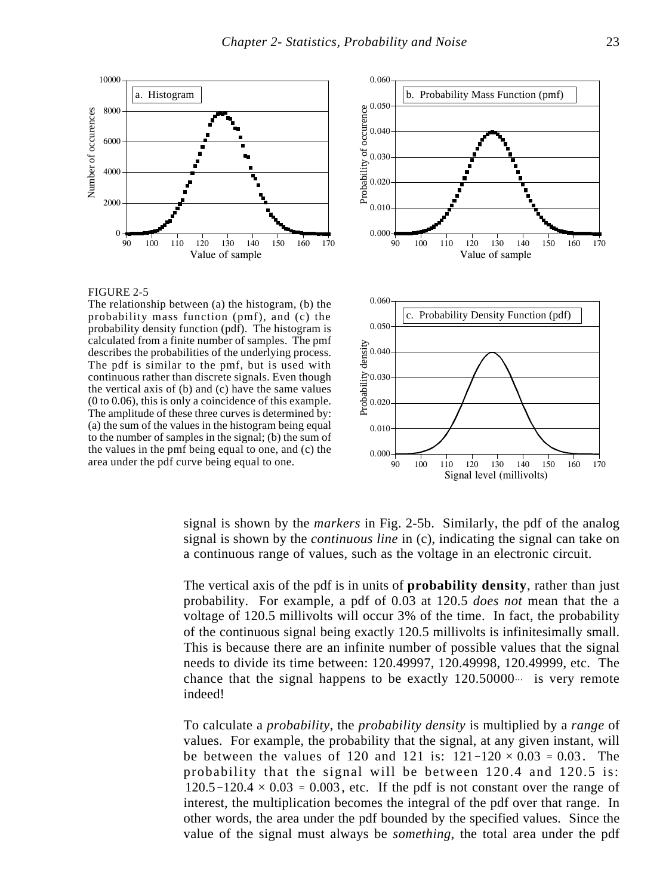FIGURE 2-5
The relationship between (a) the histogram, (b) the probability mass function (pmf), and (c) the probability density function (pdf). The histogram is calculated from a finite number of samples. The pmf describes the probabilities of the underlying process. The pdf is similar to the pmf, but is used with continuous rather than discrete signals. Even though the vertical axis of (b) and (c) have the same values (0 to 0.06), this is only a coincidence of this example. The amplitude of these three curves is determined by: (a) the sum of the values in the histogram being equal to the number of samples in the signal; (b) the sum of the values in the pmf being equal to one, and (c) the area under the pdf curve being equal to one.

signal is shown by the *markers* in Fig. 2-5b. Similarly, the pdf of the analog signal is shown by the *continuous line* in (c), indicating the signal can take on a continuous range of values, such as the voltage in an electronic circuit.

The vertical axis of the pdf is in units of **probability density**, rather than just probability. For example, a pdf of 0.03 at 120.5 *does not* mean that the a voltage of 120.5 millivolts will occur 3% of the time. In fact, the probability of the continuous signal being exactly 120.5 millivolts is infinitesimally small. This is because there are an infinite number of possible values that the signal needs to divide its time between: 120.49997, 120.49998, 120.49999, etc. The chance that the signal happens to be exactly $120.50000\cdots$ is very remote indeed!

To calculate a *probability*, the *probability density* is multiplied by a *range* of values. For example, the probability that the signal, at any given instant, will be between the values of 120 and 121 is: $(121 - 120) \times 0.03 = 0.03$. The probability that the signal will be between 120.4 and 120.5 is: $(120.5 - 120.4) \times 0.03 = 0.003$, etc. If the pdf is not constant over the range of interest, the multiplication becomes the integral of the pdf over that range. In other words, the area under the pdf bounded by the specified values. Since the value of the signal must always be *something*, the total area under the pdf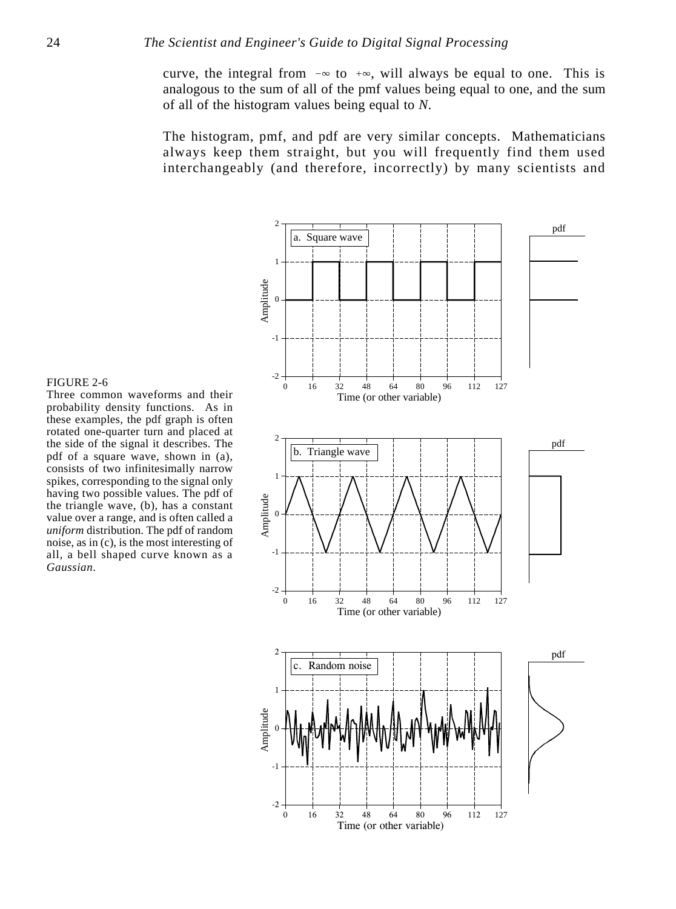curve, the integral from $-\infty$ to $+\infty$, will always be equal to one. This is analogous to the sum of all of the pmf values being equal to one, and the sum of all of the histogram values being equal to $N$.

The histogram, pmf, and pdf are very similar concepts. Mathematicians always keep them straight, but you will frequently find them used interchangeably (and therefore, incorrectly) by many scientists and

FIGURE 2-6
Three common waveforms and their probability density functions. As in these examples, the pdf graph is often rotated one-quarter turn and placed at the side of the signal it describes. The pdf of a square wave, shown in (a), consists of two infinitesimally narrow spikes, corresponding to the signal only having two possible values. The pdf of the triangle wave, (b), has a constant value over a range, and is often called a *uniform* distribution. The pdf of random noise, as in (c), is the most interesting of all, a bell shaped curve known as a *Gaussian*.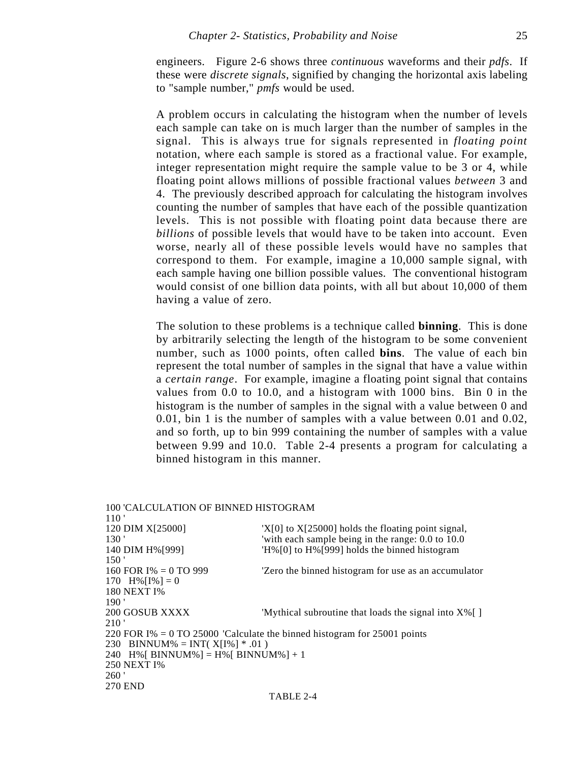engineers. Figure 2-6 shows three *continuous* waveforms and their *pdfs*. If these were *discrete signals*, signified by changing the horizontal axis labeling to "sample number," *pmfs* would be used.

A problem occurs in calculating the histogram when the number of levels each sample can take on is much larger than the number of samples in the signal. This is always true for signals represented in *floating point* notation, where each sample is stored as a fractional value. For example, integer representation might require the sample value to be 3 or 4, while floating point allows millions of possible fractional values *between* 3 and 4. The previously described approach for calculating the histogram involves counting the number of samples that have each of the possible quantization levels. This is not possible with floating point data because there are *billions* of possible levels that would have to be taken into account. Even worse, nearly all of these possible levels would have no samples that correspond to them. For example, imagine a 10,000 sample signal, with each sample having one billion possible values. The conventional histogram would consist of one billion data points, with all but about 10,000 of them having a value of zero.

The solution to these problems is a technique called **binning**. This is done by arbitrarily selecting the length of the histogram to be some convenient number, such as 1000 points, often called **bins**. The value of each bin represent the total number of samples in the signal that have a value within a *certain range*. For example, imagine a floating point signal that contains values from 0.0 to 10.0, and a histogram with 1000 bins. Bin 0 in the histogram is the number of samples in the signal with a value between 0 and 0.01, bin 1 is the number of samples with a value between 0.01 and 0.02, and so forth, up to bin 999 containing the number of samples with a value between 9.99 and 10.0. Table 2-4 presents a program for calculating a binned histogram in this manner.

```
100 'CALCULATION OF BINNED HISTOGRAM
110 '
120 DIM X[25000]                'X[0] to X[25000] holds the floating point signal,
130 '                           'with each sample being in the range: 0.0 to 10.0
140 DIM H%[999]                 'H%[0] to H%[999] holds the binned histogram
150 '
160 FOR I% = 0 TO 999           'Zero the binned histogram for use as an accumulator
170   H%[I%] = 0
180 NEXT I%
190 '
200 GOSUB XXXX                  'Mythical subroutine that loads the signal into X%[ ]
210 '
220 FOR I% = 0 TO 25000  'Calculate the binned histogram for 25001 points
230   BINNUM% = INT( X[I%] * .01 )
240   H%[ BINNUM%] = H%[ BINNUM%] + 1
250 NEXT I%
260 '
270 END
```

TABLE 2-4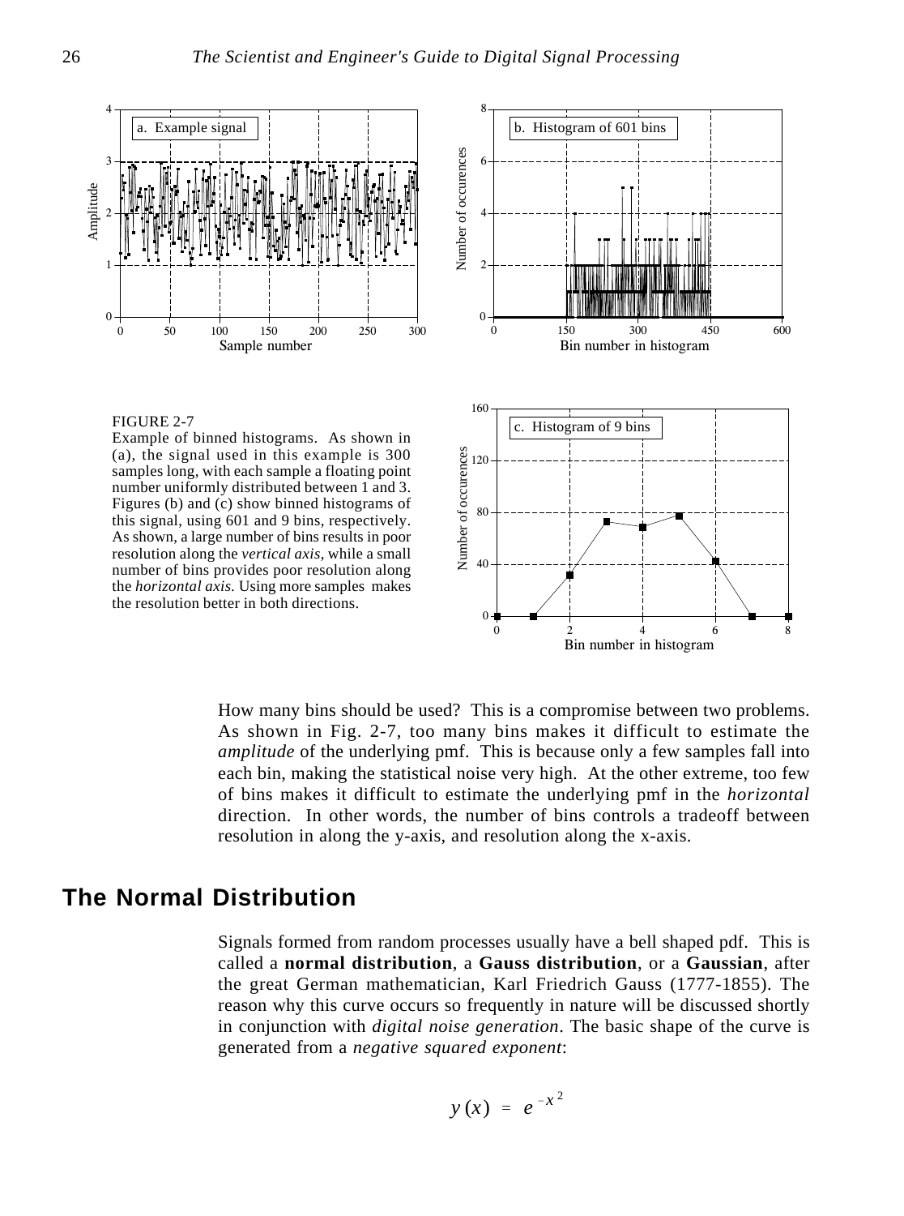FIGURE 2-7
Example of binned histograms. As shown in (a), the signal used in this example is 300 samples long, with each sample a floating point number uniformly distributed between 1 and 3. Figures (b) and (c) show binned histograms of this signal, using 601 and 9 bins, respectively. As shown, a large number of bins results in poor resolution along the *vertical axis*, while a small number of bins provides poor resolution along the *horizontal axis*. Using more samples makes the resolution better in both directions.

How many bins should be used? This is a compromise between two problems. As shown in Fig. 2-7, too many bins makes it difficult to estimate the *amplitude* of the underlying pmf. This is because only a few samples fall into each bin, making the statistical noise very high. At the other extreme, too few of bins makes it difficult to estimate the underlying pmf in the *horizontal* direction. In other words, the number of bins controls a tradeoff between resolution in along the y-axis, and resolution along the x-axis.

## The Normal Distribution

Signals formed from random processes usually have a bell shaped pdf. This is called a **normal distribution**, a **Gauss distribution**, or a **Gaussian**, after the great German mathematician, Karl Friedrich Gauss (1777-1855). The reason why this curve occurs so frequently in nature will be discussed shortly in conjunction with *digital noise generation*. The basic shape of the curve is generated from a *negative squared exponent*:

$$y(x) = e^{-x^2}$$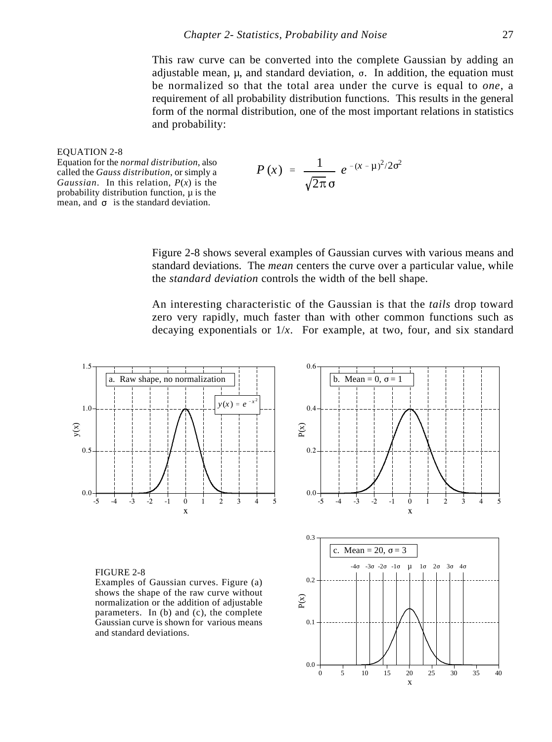This raw curve can be converted into the complete Gaussian by adding an adjustable mean, $\mu$, and standard deviation, $\sigma$. In addition, the equation must be normalized so that the total area under the curve is equal to *one*, a requirement of all probability distribution functions. This results in the general form of the normal distribution, one of the most important relations in statistics and probability:

EQUATION 2-8
Equation for the *normal distribution*, also called the *Gauss distribution*, or simply a *Gaussian*. In this relation, $P(x)$ is the probability distribution function, $\mu$ is the mean, and $\sigma$ is the standard deviation.

$$P(x) = \frac{1}{\sqrt{2\pi}\,\sigma} \, e^{-(x-\mu)^2/2\sigma^2}$$

Figure 2-8 shows several examples of Gaussian curves with various means and standard deviations. The *mean* centers the curve over a particular value, while the *standard deviation* controls the width of the bell shape.

An interesting characteristic of the Gaussian is that the *tails* drop toward zero very rapidly, much faster than with other common functions such as decaying exponentials or $1/x$. For example, at two, four, and six standard

FIGURE 2-8
Examples of Gaussian curves. Figure (a) shows the shape of the raw curve without normalization or the addition of adjustable parameters. In (b) and (c), the complete Gaussian curve is shown for various means and standard deviations.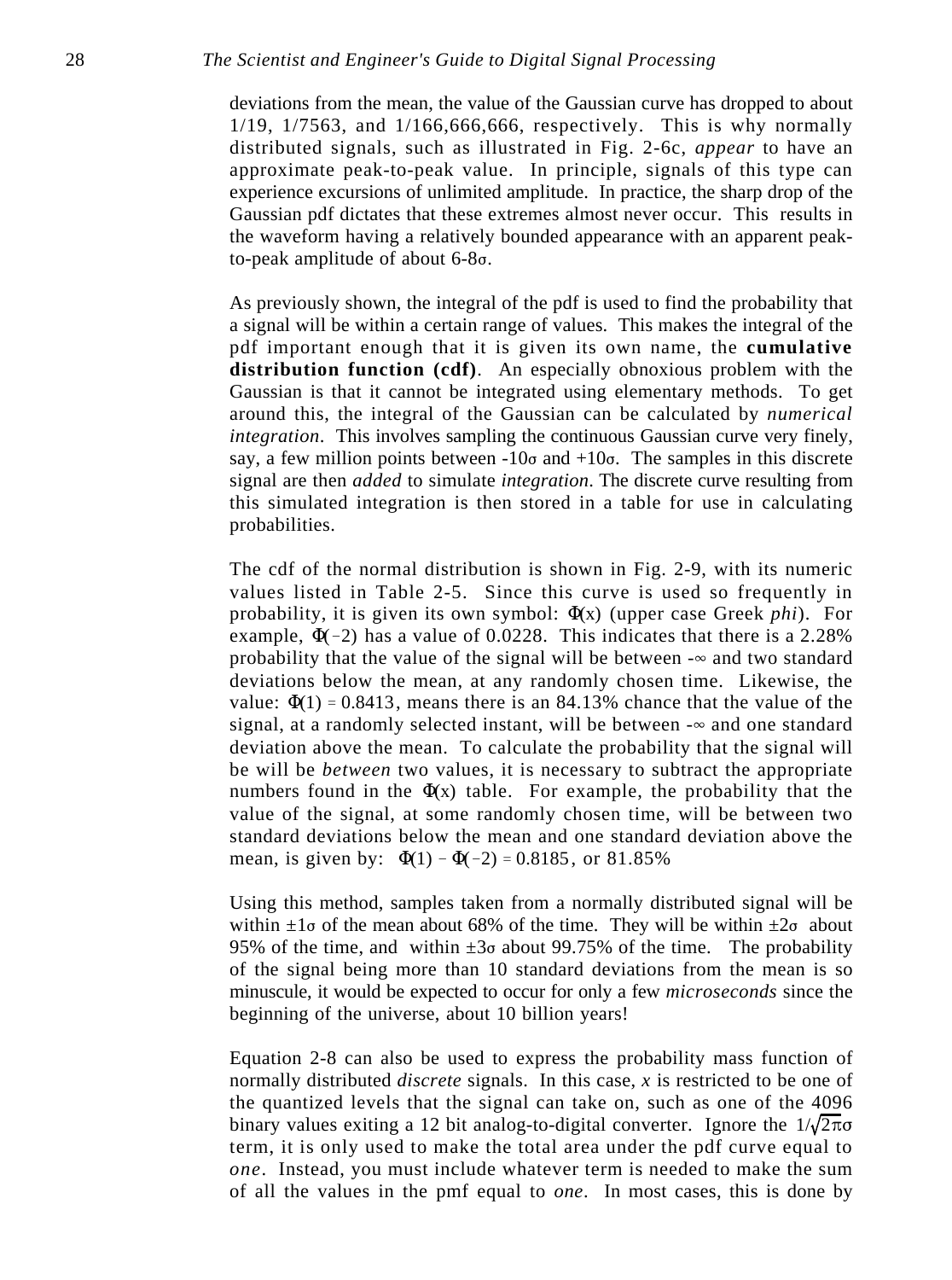deviations from the mean, the value of the Gaussian curve has dropped to about 1/19, 1/7563, and 1/166,666,666, respectively. This is why normally distributed signals, such as illustrated in Fig. 2-6c, *appear* to have an approximate peak-to-peak value. In principle, signals of this type can experience excursions of unlimited amplitude. In practice, the sharp drop of the Gaussian pdf dictates that these extremes almost never occur. This results in the waveform having a relatively bounded appearance with an apparent peak-to-peak amplitude of about 6-8σ.

As previously shown, the integral of the pdf is used to find the probability that a signal will be within a certain range of values. This makes the integral of the pdf important enough that it is given its own name, the **cumulative distribution function (cdf)**. An especially obnoxious problem with the Gaussian is that it cannot be integrated using elementary methods. To get around this, the integral of the Gaussian can be calculated by *numerical integration*. This involves sampling the continuous Gaussian curve very finely, say, a few million points between -10σ and +10σ. The samples in this discrete signal are then *added* to simulate *integration*. The discrete curve resulting from this simulated integration is then stored in a table for use in calculating probabilities.

The cdf of the normal distribution is shown in Fig. 2-9, with its numeric values listed in Table 2-5. Since this curve is used so frequently in probability, it is given its own symbol: $\Phi(x)$ (upper case Greek *phi*). For example, $\Phi(-2)$ has a value of 0.0228. This indicates that there is a 2.28% probability that the value of the signal will be between -∞ and two standard deviations below the mean, at any randomly chosen time. Likewise, the value: $\Phi(1) = 0.8413$, means there is an 84.13% chance that the value of the signal, at a randomly selected instant, will be between -∞ and one standard deviation above the mean. To calculate the probability that the signal will be will be *between* two values, it is necessary to subtract the appropriate numbers found in the $\Phi(x)$ table. For example, the probability that the value of the signal, at some randomly chosen time, will be between two standard deviations below the mean and one standard deviation above the mean, is given by: $\Phi(1) - \Phi(-2) = 0.8185$, or 81.85%

Using this method, samples taken from a normally distributed signal will be within ±1σ of the mean about 68% of the time. They will be within ±2σ about 95% of the time, and within ±3σ about 99.75% of the time. The probability of the signal being more than 10 standard deviations from the mean is so minuscule, it would be expected to occur for only a few *microseconds* since the beginning of the universe, about 10 billion years!

Equation 2-8 can also be used to express the probability mass function of normally distributed *discrete* signals. In this case, *x* is restricted to be one of the quantized levels that the signal can take on, such as one of the 4096 binary values exiting a 12 bit analog-to-digital converter. Ignore the $1/\sqrt{2\pi}\sigma$ term, it is only used to make the total area under the pdf curve equal to *one*. Instead, you must include whatever term is needed to make the sum of all the values in the pmf equal to *one*. In most cases, this is done by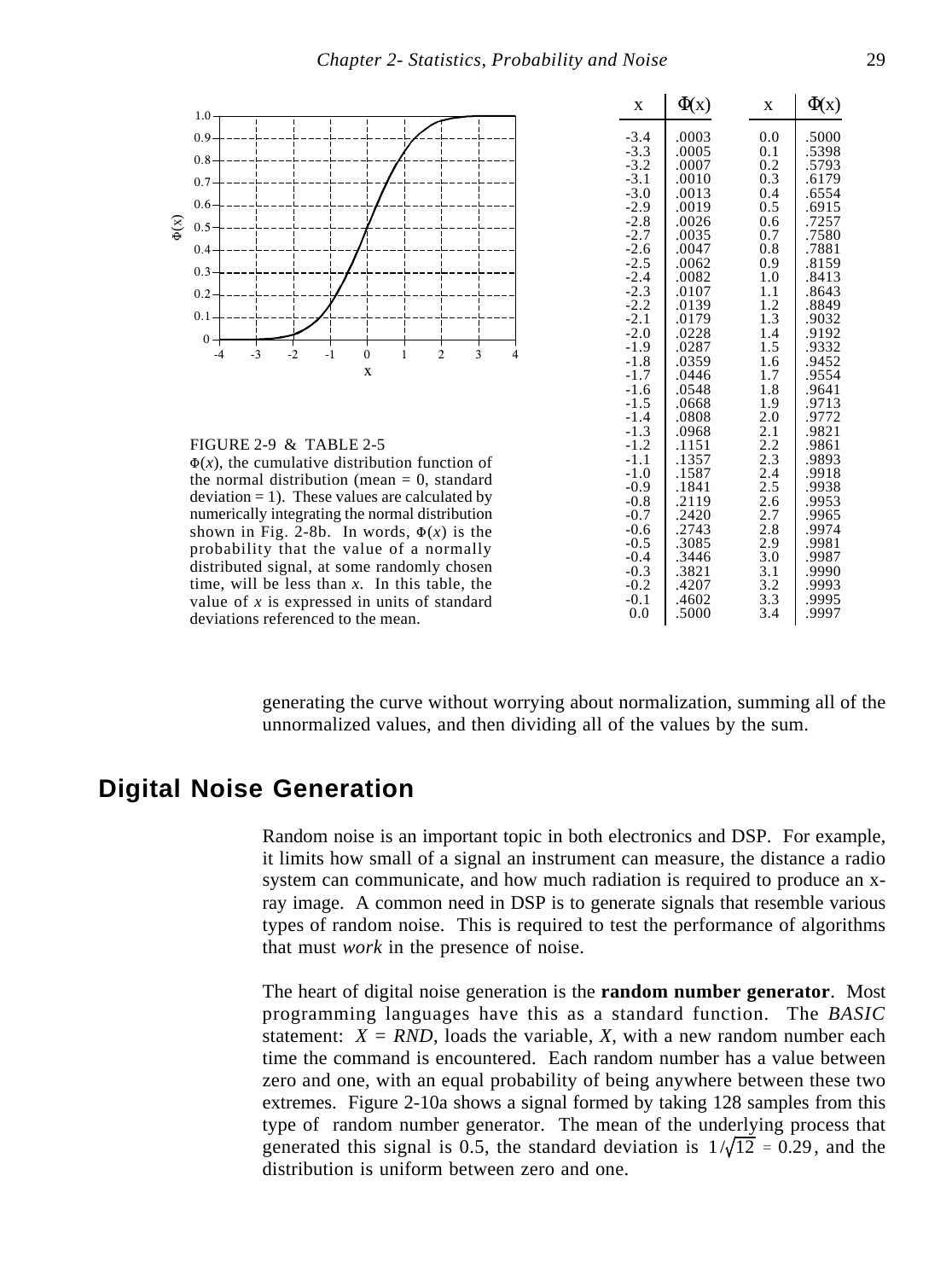| x | Φ(x) | x | Φ(x) |
|---|---|---|---|
| -3.4 | .0003 | 0.0 | .5000 |
| -3.3 | .0005 | 0.1 | .5398 |
| -3.2 | .0007 | 0.2 | .5793 |
| -3.1 | .0010 | 0.3 | .6179 |
| -3.0 | .0013 | 0.4 | .6554 |
| -2.9 | .0019 | 0.5 | .6915 |
| -2.8 | .0026 | 0.6 | .7257 |
| -2.7 | .0035 | 0.7 | .7580 |
| -2.6 | .0047 | 0.8 | .7881 |
| -2.5 | .0062 | 0.9 | .8159 |
| -2.4 | .0082 | 1.0 | .8413 |
| -2.3 | .0107 | 1.1 | .8643 |
| -2.2 | .0139 | 1.2 | .8849 |
| -2.1 | .0179 | 1.3 | .9032 |
| -2.0 | .0228 | 1.4 | .9192 |
| -1.9 | .0287 | 1.5 | .9332 |
| -1.8 | .0359 | 1.6 | .9452 |
| -1.7 | .0446 | 1.7 | .9554 |
| -1.6 | .0548 | 1.8 | .9641 |
| -1.5 | .0668 | 1.9 | .9713 |
| -1.4 | .0808 | 2.0 | .9772 |
| -1.3 | .0968 | 2.1 | .9821 |
| -1.2 | .1151 | 2.2 | .9861 |
| -1.1 | .1357 | 2.3 | .9893 |
| -1.0 | .1587 | 2.4 | .9918 |
| -0.9 | .1841 | 2.5 | .9938 |
| -0.8 | .2119 | 2.6 | .9953 |
| -0.7 | .2420 | 2.7 | .9965 |
| -0.6 | .2743 | 2.8 | .9974 |
| -0.5 | .3085 | 2.9 | .9981 |
| -0.4 | .3446 | 3.0 | .9987 |
| -0.3 | .3821 | 3.1 | .9990 |
| -0.2 | .4207 | 3.2 | .9993 |
| -0.1 | .4602 | 3.3 | .9995 |
| 0.0 | .5000 | 3.4 | .9997 |

FIGURE 2-9 & TABLE 2-5
$\Phi(x)$, the cumulative distribution function of the normal distribution (mean = 0, standard deviation = 1). These values are calculated by numerically integrating the normal distribution shown in Fig. 2-8b. In words, $\Phi(x)$ is the probability that the value of a normally distributed signal, at some randomly chosen time, will be less than *x*. In this table, the value of *x* is expressed in units of standard deviations referenced to the mean.

generating the curve without worrying about normalization, summing all of the unnormalized values, and then dividing all of the values by the sum.

## Digital Noise Generation

Random noise is an important topic in both electronics and DSP. For example, it limits how small of a signal an instrument can measure, the distance a radio system can communicate, and how much radiation is required to produce an x-ray image. A common need in DSP is to generate signals that resemble various types of random noise. This is required to test the performance of algorithms that must *work* in the presence of noise.

The heart of digital noise generation is the **random number generator**. Most programming languages have this as a standard function. The *BASIC* statement: *X = RND*, loads the variable, *X*, with a new random number each time the command is encountered. Each random number has a value between zero and one, with an equal probability of being anywhere between these two extremes. Figure 2-10a shows a signal formed by taking 128 samples from this type of random number generator. The mean of the underlying process that generated this signal is 0.5, the standard deviation is $1/\sqrt{12} = 0.29$, and the distribution is uniform between zero and one.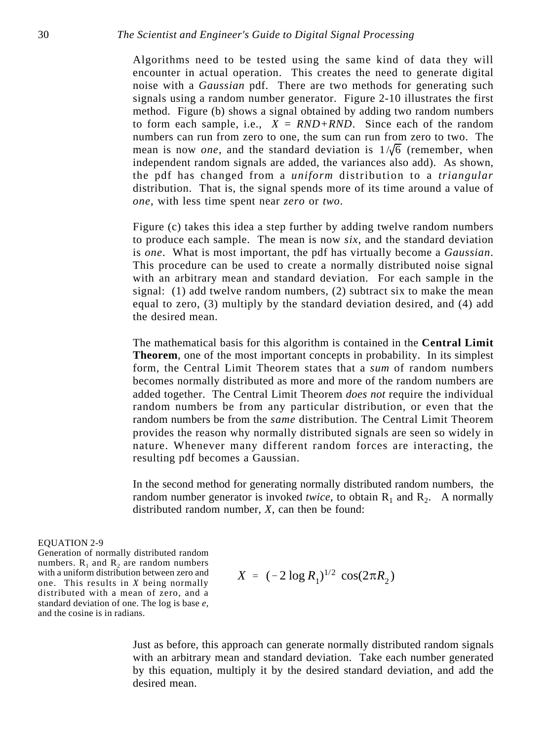Algorithms need to be tested using the same kind of data they will encounter in actual operation. This creates the need to generate digital noise with a *Gaussian* pdf. There are two methods for generating such signals using a random number generator. Figure 2-10 illustrates the first method. Figure (b) shows a signal obtained by adding two random numbers to form each sample, i.e., $X = RND+RND$. Since each of the random numbers can run from zero to one, the sum can run from zero to two. The mean is now *one*, and the standard deviation is $1/\sqrt{6}$ (remember, when independent random signals are added, the variances also add). As shown, the pdf has changed from a *uniform* distribution to a *triangular* distribution. That is, the signal spends more of its time around a value of *one*, with less time spent near *zero* or *two*.

Figure (c) takes this idea a step further by adding twelve random numbers to produce each sample. The mean is now *six*, and the standard deviation is *one*. What is most important, the pdf has virtually become a *Gaussian*. This procedure can be used to create a normally distributed noise signal with an arbitrary mean and standard deviation. For each sample in the signal: (1) add twelve random numbers, (2) subtract six to make the mean equal to zero, (3) multiply by the standard deviation desired, and (4) add the desired mean.

The mathematical basis for this algorithm is contained in the **Central Limit Theorem**, one of the most important concepts in probability. In its simplest form, the Central Limit Theorem states that a *sum* of random numbers becomes normally distributed as more and more of the random numbers are added together. The Central Limit Theorem *does not* require the individual random numbers be from any particular distribution, or even that the random numbers be from the *same* distribution. The Central Limit Theorem provides the reason why normally distributed signals are seen so widely in nature. Whenever many different random forces are interacting, the resulting pdf becomes a Gaussian.

In the second method for generating normally distributed random numbers, the random number generator is invoked *twice*, to obtain $R_1$ and $R_2$. A normally distributed random number, $X$, can then be found:

EQUATION 2-9
Generation of normally distributed random numbers. $R_1$ and $R_2$ are random numbers with a uniform distribution between zero and one. This results in $X$ being normally distributed with a mean of zero, and a standard deviation of one. The log is base $e$, and the cosine is in radians.

$$X = (-2 \log R_1)^{1/2} \cos(2\pi R_2)$$

Just as before, this approach can generate normally distributed random signals with an arbitrary mean and standard deviation. Take each number generated by this equation, multiply it by the desired standard deviation, and add the desired mean.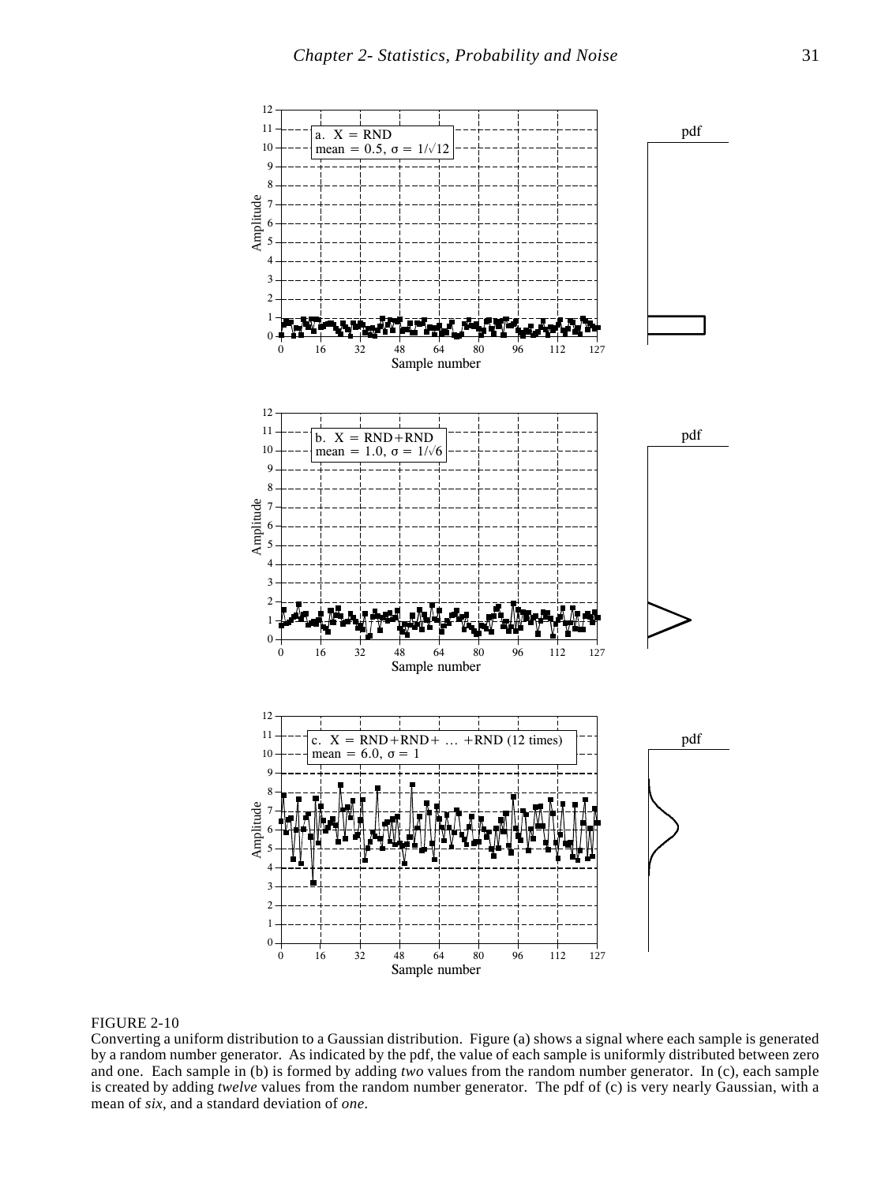FIGURE 2-10

Converting a uniform distribution to a Gaussian distribution. Figure (a) shows a signal where each sample is generated by a random number generator. As indicated by the pdf, the value of each sample is uniformly distributed between zero and one. Each sample in (b) is formed by adding *two* values from the random number generator. In (c), each sample is created by adding *twelve* values from the random number generator. The pdf of (c) is very nearly Gaussian, with a mean of *six*, and a standard deviation of *one*.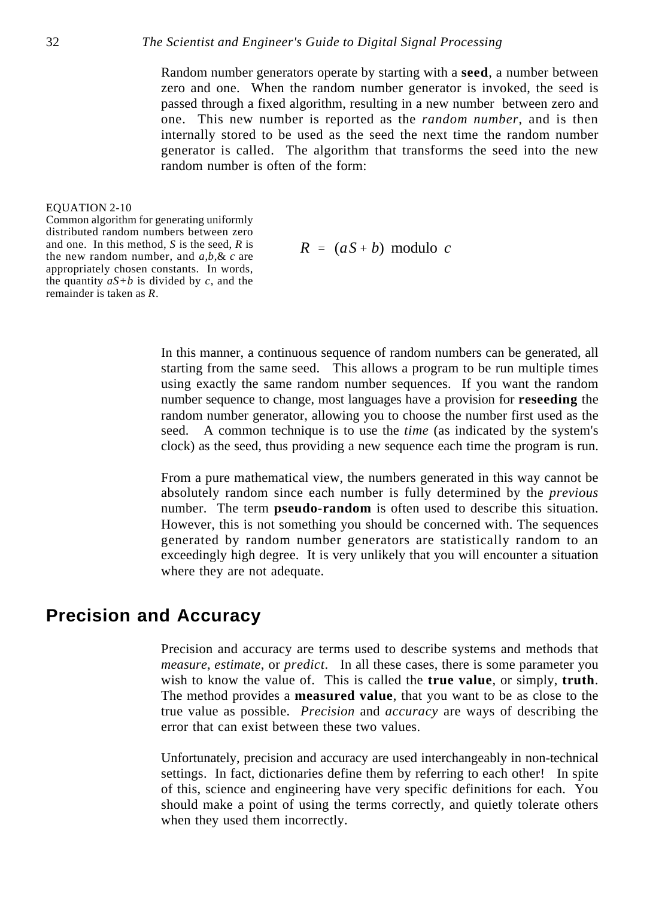Random number generators operate by starting with a **seed**, a number between zero and one. When the random number generator is invoked, the seed is passed through a fixed algorithm, resulting in a new number between zero and one. This new number is reported as the *random number*, and is then internally stored to be used as the seed the next time the random number generator is called. The algorithm that transforms the seed into the new random number is often of the form:

EQUATION 2-10
Common algorithm for generating uniformly distributed random numbers between zero and one. In this method, $S$ is the seed, $R$ is the new random number, and $a$, $b$, & $c$ are appropriately chosen constants. In words, the quantity $aS+b$ is divided by $c$, and the remainder is taken as $R$.

$$R = (aS + b) \text{ modulo } c$$

In this manner, a continuous sequence of random numbers can be generated, all starting from the same seed. This allows a program to be run multiple times using exactly the same random number sequences. If you want the random number sequence to change, most languages have a provision for **reseeding** the random number generator, allowing you to choose the number first used as the seed. A common technique is to use the *time* (as indicated by the system's clock) as the seed, thus providing a new sequence each time the program is run.

From a pure mathematical view, the numbers generated in this way cannot be absolutely random since each number is fully determined by the *previous* number. The term **pseudo-random** is often used to describe this situation. However, this is not something you should be concerned with. The sequences generated by random number generators are statistically random to an exceedingly high degree. It is very unlikely that you will encounter a situation where they are not adequate.

## Precision and Accuracy

Precision and accuracy are terms used to describe systems and methods that *measure*, *estimate*, or *predict*. In all these cases, there is some parameter you wish to know the value of. This is called the **true value**, or simply, **truth**. The method provides a **measured value**, that you want to be as close to the true value as possible. *Precision* and *accuracy* are ways of describing the error that can exist between these two values.

Unfortunately, precision and accuracy are used interchangeably in non-technical settings. In fact, dictionaries define them by referring to each other! In spite of this, science and engineering have very specific definitions for each. You should make a point of using the terms correctly, and quietly tolerate others when they used them incorrectly.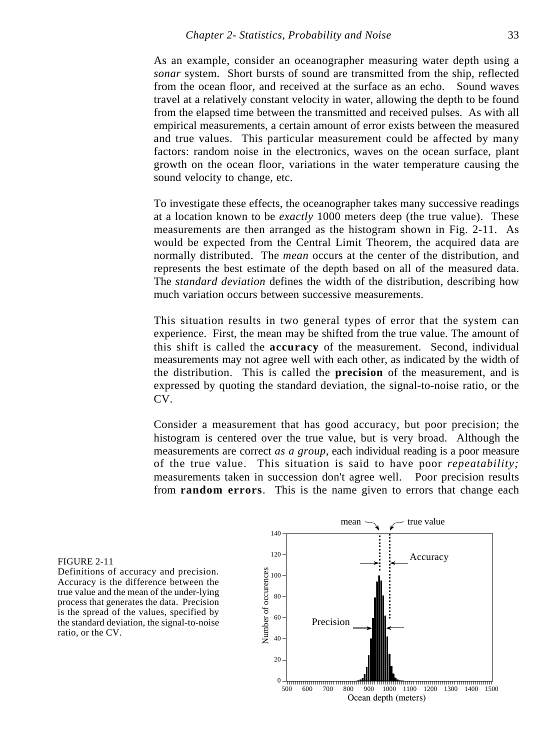As an example, consider an oceanographer measuring water depth using a *sonar* system. Short bursts of sound are transmitted from the ship, reflected from the ocean floor, and received at the surface as an echo. Sound waves travel at a relatively constant velocity in water, allowing the depth to be found from the elapsed time between the transmitted and received pulses. As with all empirical measurements, a certain amount of error exists between the measured and true values. This particular measurement could be affected by many factors: random noise in the electronics, waves on the ocean surface, plant growth on the ocean floor, variations in the water temperature causing the sound velocity to change, etc.

To investigate these effects, the oceanographer takes many successive readings at a location known to be *exactly* 1000 meters deep (the true value). These measurements are then arranged as the histogram shown in Fig. 2-11. As would be expected from the Central Limit Theorem, the acquired data are normally distributed. The *mean* occurs at the center of the distribution, and represents the best estimate of the depth based on all of the measured data. The *standard deviation* defines the width of the distribution, describing how much variation occurs between successive measurements.

This situation results in two general types of error that the system can experience. First, the mean may be shifted from the true value. The amount of this shift is called the **accuracy** of the measurement. Second, individual measurements may not agree well with each other, as indicated by the width of the distribution. This is called the **precision** of the measurement, and is expressed by quoting the standard deviation, the signal-to-noise ratio, or the CV.

Consider a measurement that has good accuracy, but poor precision; the histogram is centered over the true value, but is very broad. Although the measurements are correct *as a group*, each individual reading is a poor measure of the true value. This situation is said to have poor *repeatability;* measurements taken in succession don't agree well. Poor precision results from **random errors**. This is the name given to errors that change each

FIGURE 2-11
Definitions of accuracy and precision. Accuracy is the difference between the true value and the mean of the under-lying process that generates the data. Precision is the spread of the values, specified by the standard deviation, the signal-to-noise ratio, or the CV.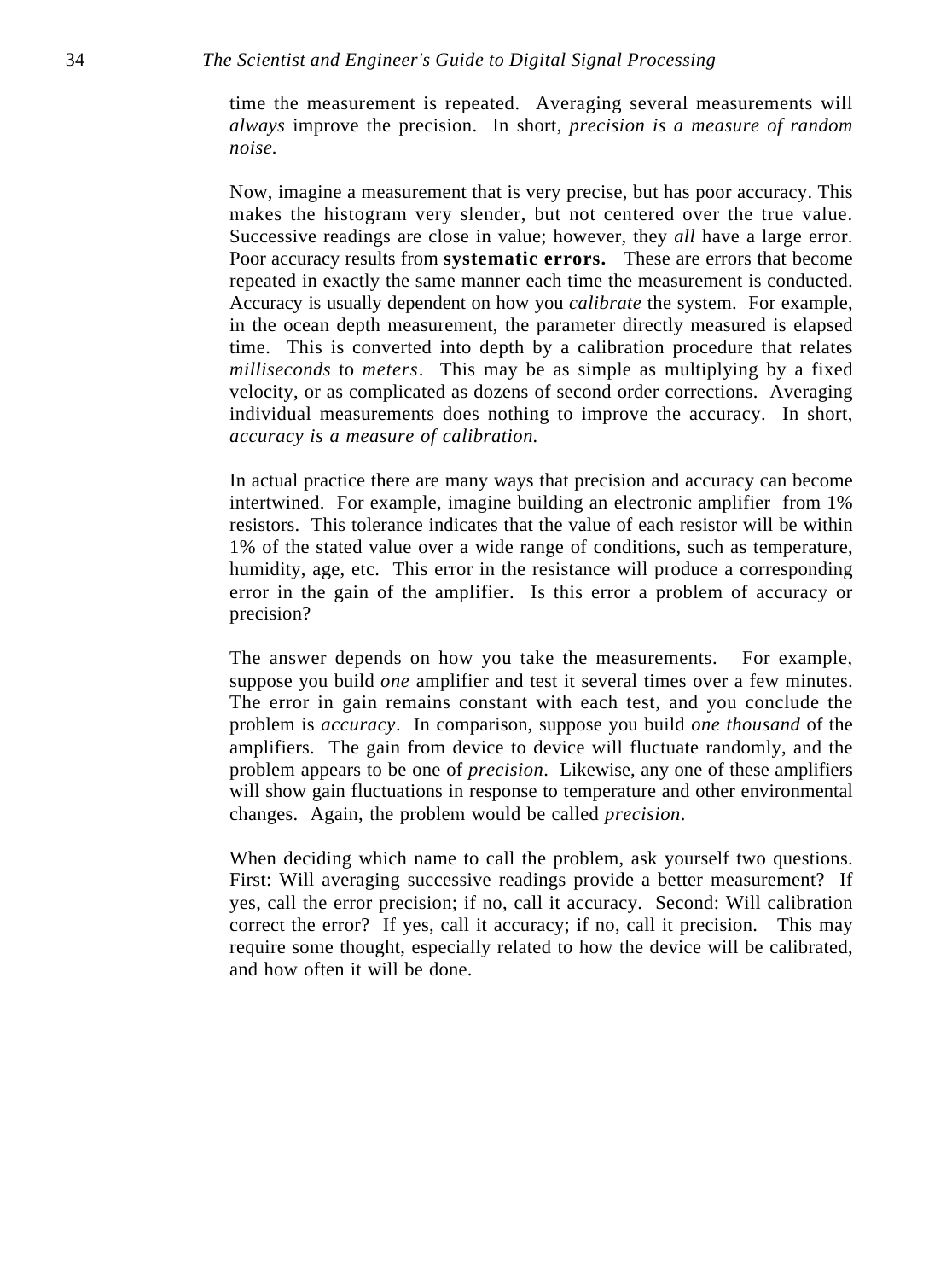time the measurement is repeated. Averaging several measurements will *always* improve the precision. In short, *precision is a measure of random noise.*

Now, imagine a measurement that is very precise, but has poor accuracy. This makes the histogram very slender, but not centered over the true value. Successive readings are close in value; however, they *all* have a large error. Poor accuracy results from **systematic errors.** These are errors that become repeated in exactly the same manner each time the measurement is conducted. Accuracy is usually dependent on how you *calibrate* the system. For example, in the ocean depth measurement, the parameter directly measured is elapsed time. This is converted into depth by a calibration procedure that relates *milliseconds* to *meters*. This may be as simple as multiplying by a fixed velocity, or as complicated as dozens of second order corrections. Averaging individual measurements does nothing to improve the accuracy. In short, *accuracy is a measure of calibration.*

In actual practice there are many ways that precision and accuracy can become intertwined. For example, imagine building an electronic amplifier from 1% resistors. This tolerance indicates that the value of each resistor will be within 1% of the stated value over a wide range of conditions, such as temperature, humidity, age, etc. This error in the resistance will produce a corresponding error in the gain of the amplifier. Is this error a problem of accuracy or precision?

The answer depends on how you take the measurements. For example, suppose you build *one* amplifier and test it several times over a few minutes. The error in gain remains constant with each test, and you conclude the problem is *accuracy*. In comparison, suppose you build *one thousand* of the amplifiers. The gain from device to device will fluctuate randomly, and the problem appears to be one of *precision*. Likewise, any one of these amplifiers will show gain fluctuations in response to temperature and other environmental changes. Again, the problem would be called *precision*.

When deciding which name to call the problem, ask yourself two questions. First: Will averaging successive readings provide a better measurement? If yes, call the error precision; if no, call it accuracy. Second: Will calibration correct the error? If yes, call it accuracy; if no, call it precision. This may require some thought, especially related to how the device will be calibrated, and how often it will be done.